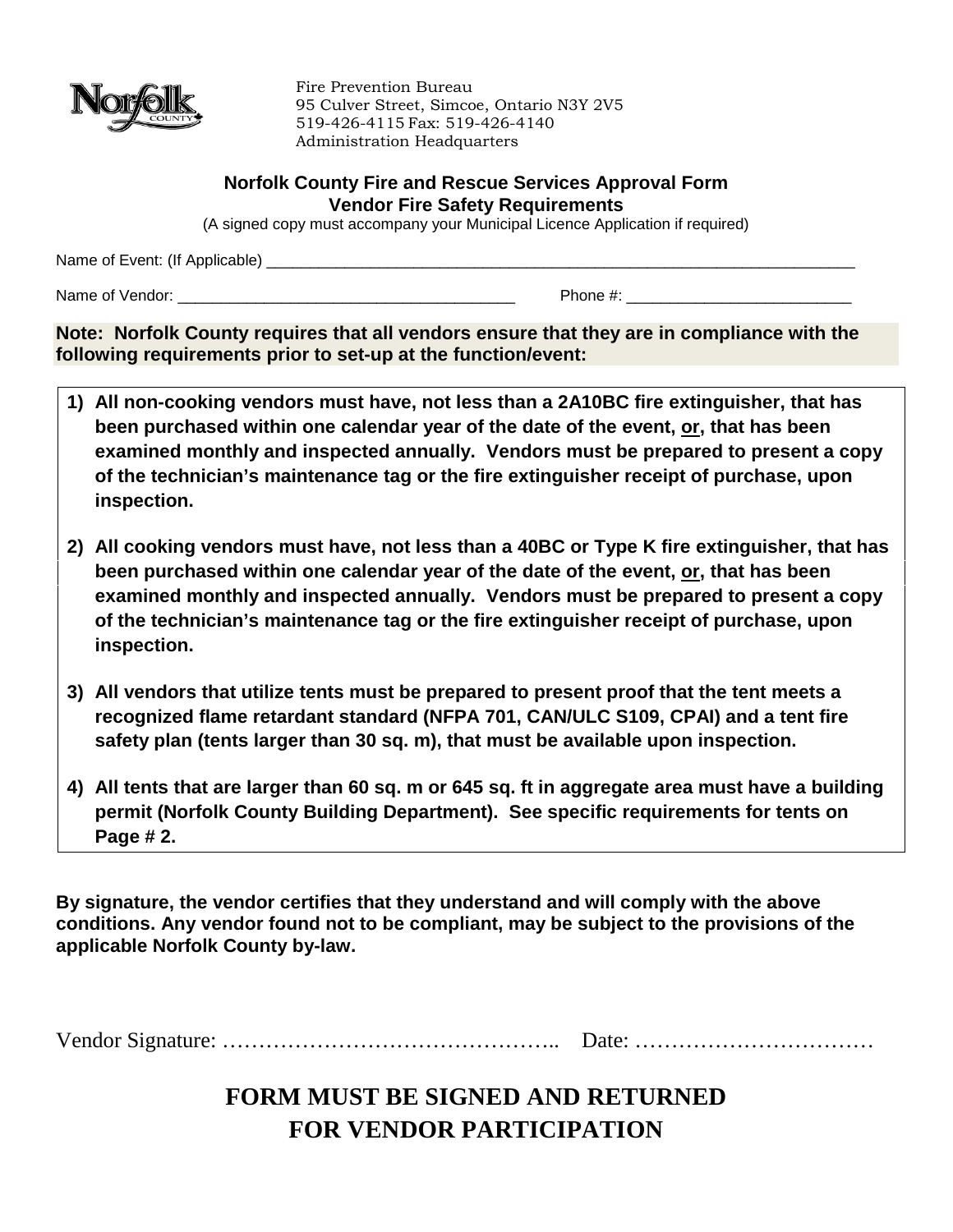Fire Prevention Bureau
95 Culver Street, Simcoe, Ontario N3Y 2V5
519-426-4115 Fax: 519-426-4140
Administration Headquarters

## Norfolk County Fire and Rescue Services Approval Form
## Vendor Fire Safety Requirements

(A signed copy must accompany your Municipal Licence Application if required)

Name of Event: (If Applicable) ______________________________________________________________________

Name of Vendor: ________________________________________ Phone #: __________________________

**Note: Norfolk County requires that all vendors ensure that they are in compliance with the following requirements prior to set-up at the function/event:**

1) **All non-cooking vendors must have, not less than a 2A10BC fire extinguisher, that has been purchased within one calendar year of the date of the event, <u>or</u>, that has been examined monthly and inspected annually. Vendors must be prepared to present a copy of the technician's maintenance tag or the fire extinguisher receipt of purchase, upon inspection.**

2) **All cooking vendors must have, not less than a 40BC or Type K fire extinguisher, that has been purchased within one calendar year of the date of the event, <u>or</u>, that has been examined monthly and inspected annually. Vendors must be prepared to present a copy of the technician's maintenance tag or the fire extinguisher receipt of purchase, upon inspection.**

3) **All vendors that utilize tents must be prepared to present proof that the tent meets a recognized flame retardant standard (NFPA 701, CAN/ULC S109, CPAI) and a tent fire safety plan (tents larger than 30 sq. m), that must be available upon inspection.**

4) **All tents that are larger than 60 sq. m or 645 sq. ft in aggregate area must have a building permit (Norfolk County Building Department). See specific requirements for tents on Page # 2.**

**By signature, the vendor certifies that they understand and will comply with the above conditions. Any vendor found not to be compliant, may be subject to the provisions of the applicable Norfolk County by-law.**

Vendor Signature: ……………………………………….. Date: ……………………………

**FORM MUST BE SIGNED AND RETURNED FOR VENDOR PARTICIPATION**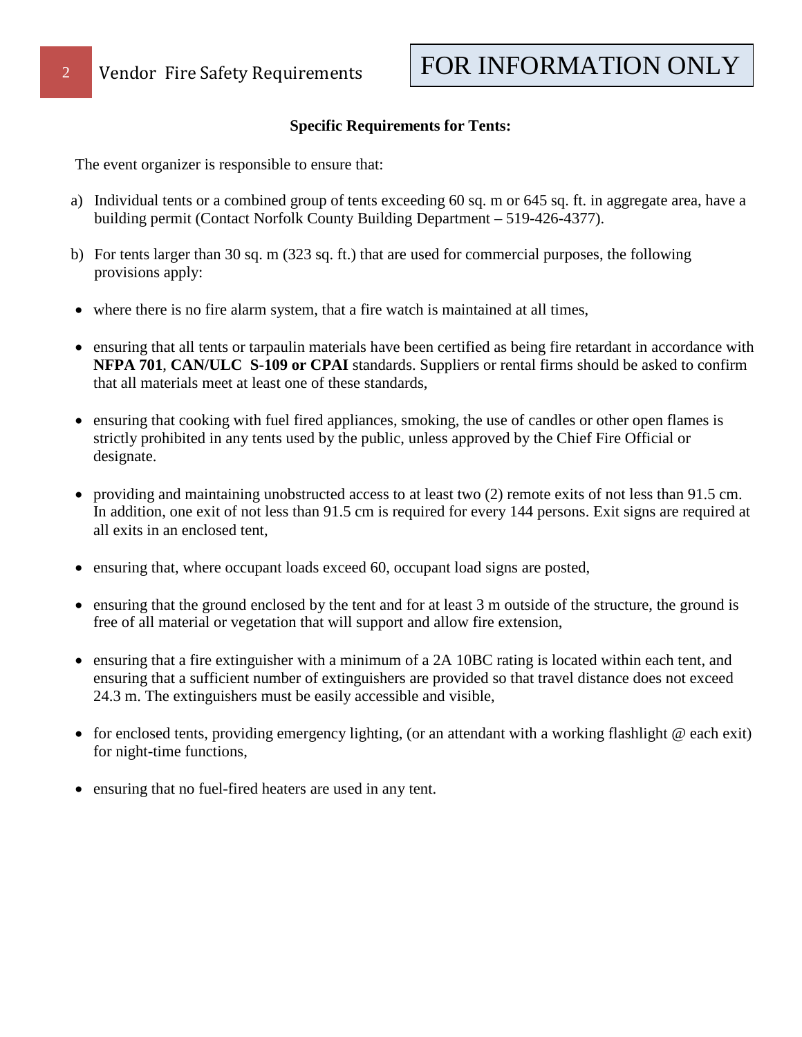**Specific Requirements for Tents:**

The event organizer is responsible to ensure that:

a) Individual tents or a combined group of tents exceeding 60 sq. m or 645 sq. ft. in aggregate area, have a building permit (Contact Norfolk County Building Department – 519-426-4377).

b) For tents larger than 30 sq. m (323 sq. ft.) that are used for commercial purposes, the following provisions apply:

- where there is no fire alarm system, that a fire watch is maintained at all times,
- ensuring that all tents or tarpaulin materials have been certified as being fire retardant in accordance with **NFPA 701**, **CAN/ULC S-109 or CPAI** standards. Suppliers or rental firms should be asked to confirm that all materials meet at least one of these standards,
- ensuring that cooking with fuel fired appliances, smoking, the use of candles or other open flames is strictly prohibited in any tents used by the public, unless approved by the Chief Fire Official or designate.
- providing and maintaining unobstructed access to at least two (2) remote exits of not less than 91.5 cm. In addition, one exit of not less than 91.5 cm is required for every 144 persons. Exit signs are required at all exits in an enclosed tent,
- ensuring that, where occupant loads exceed 60, occupant load signs are posted,
- ensuring that the ground enclosed by the tent and for at least 3 m outside of the structure, the ground is free of all material or vegetation that will support and allow fire extension,
- ensuring that a fire extinguisher with a minimum of a 2A 10BC rating is located within each tent, and ensuring that a sufficient number of extinguishers are provided so that travel distance does not exceed 24.3 m. The extinguishers must be easily accessible and visible,
- for enclosed tents, providing emergency lighting, (or an attendant with a working flashlight @ each exit) for night-time functions,
- ensuring that no fuel-fired heaters are used in any tent.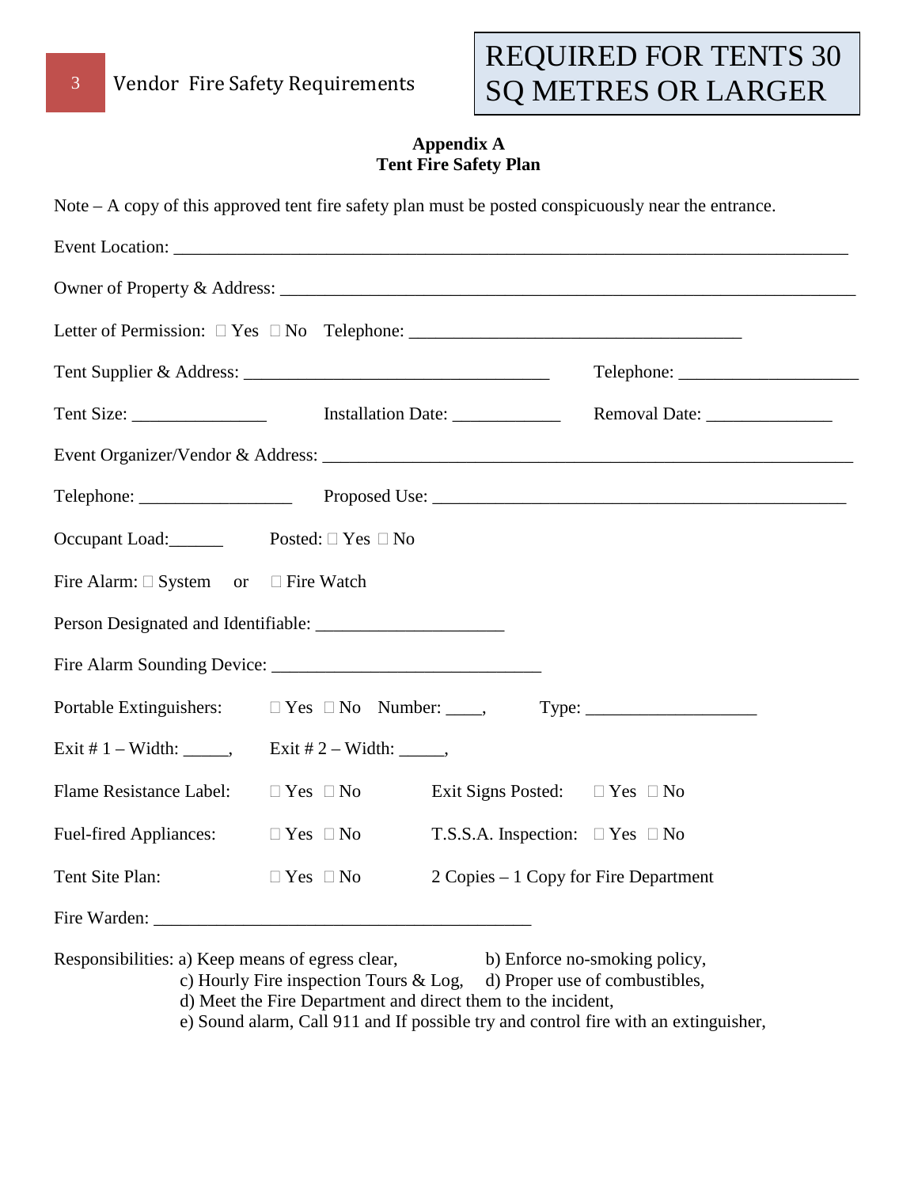REQUIRED FOR TENTS 30 SQ METRES OR LARGER

**Appendix A**
**Tent Fire Safety Plan**

Note – A copy of this approved tent fire safety plan must be posted conspicuously near the entrance.

Event Location: ___________________________________________________________________________

Owner of Property & Address: _________________________________________________________________

Letter of Permission: ☐ Yes ☐ No Telephone: _____________________________________

Tent Supplier & Address: ___________________________________ Telephone: ____________________

Tent Size: _______________ Installation Date: ____________ Removal Date: ______________

Event Organizer/Vendor & Address: ____________________________________________________________

Telephone: _________________ Proposed Use: _______________________________________________

Occupant Load:______ Posted: ☐ Yes ☐ No

Fire Alarm: ☐ System or ☐ Fire Watch

Person Designated and Identifiable: _____________________

Fire Alarm Sounding Device: ______________________________

Portable Extinguishers: ☐ Yes ☐ No Number: ____, Type: __________________

Exit # 1 – Width: _____, Exit # 2 – Width: _____,

Flame Resistance Label: ☐ Yes ☐ No Exit Signs Posted: ☐ Yes ☐ No

Fuel-fired Appliances: ☐ Yes ☐ No T.S.S.A. Inspection: ☐ Yes ☐ No

Tent Site Plan: ☐ Yes ☐ No 2 Copies – 1 Copy for Fire Department

Fire Warden: __________________________________________

Responsibilities: a) Keep means of egress clear, b) Enforce no-smoking policy,
c) Hourly Fire inspection Tours & Log, d) Proper use of combustibles,
d) Meet the Fire Department and direct them to the incident,
e) Sound alarm, Call 911 and If possible try and control fire with an extinguisher,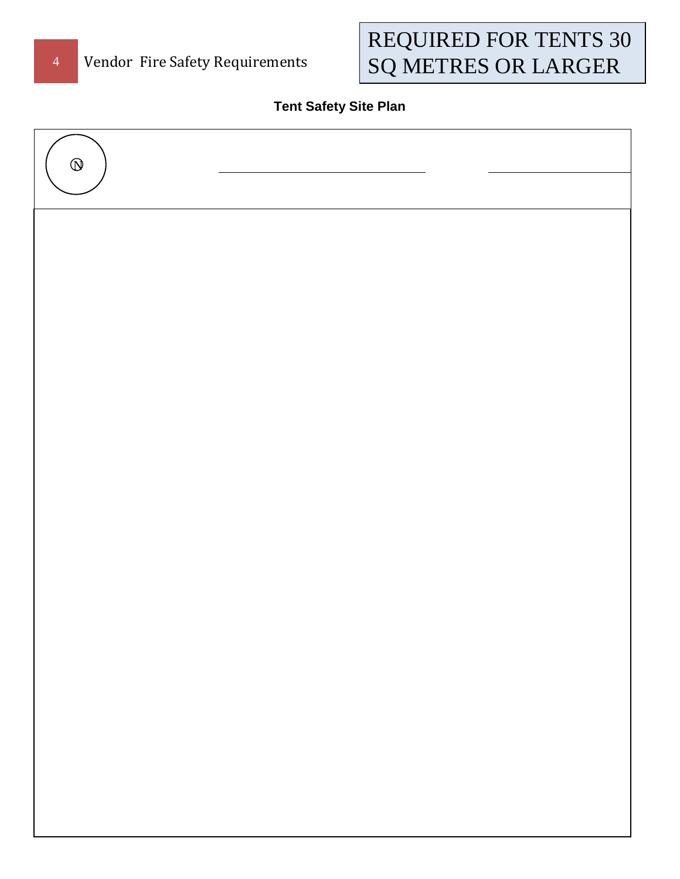REQUIRED FOR TENTS 30 SQ METRES OR LARGER

## Tent Safety Site Plan

N

\_\_\_\_\_\_\_\_\_\_\_\_\_\_\_\_\_\_\_\_\_\_\_\_\_\_\_\_\_\_ \_\_\_\_\_\_\_\_\_\_\_\_\_\_\_\_\_\_\_\_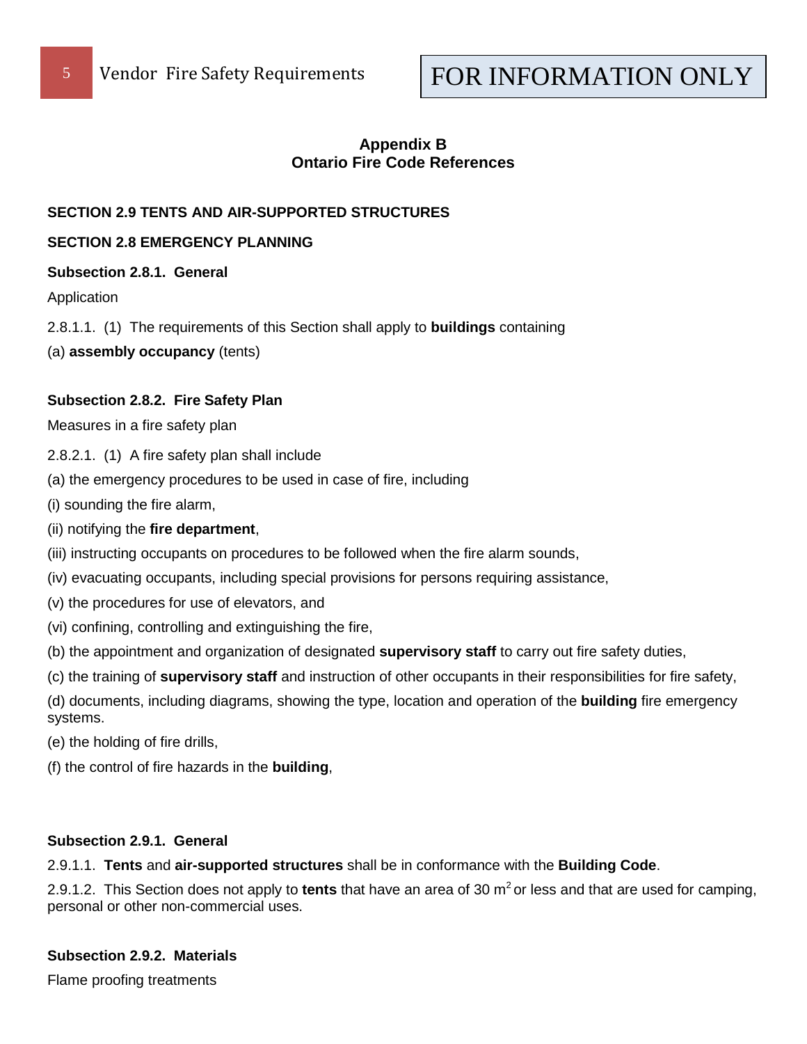**Appendix B**
**Ontario Fire Code References**

**SECTION 2.9 TENTS AND AIR-SUPPORTED STRUCTURES**

**SECTION 2.8 EMERGENCY PLANNING**

**Subsection 2.8.1. General**

Application

2.8.1.1. (1) The requirements of this Section shall apply to **buildings** containing

(a) **assembly occupancy** (tents)

**Subsection 2.8.2. Fire Safety Plan**

Measures in a fire safety plan

2.8.2.1. (1) A fire safety plan shall include

(a) the emergency procedures to be used in case of fire, including

(i) sounding the fire alarm,

(ii) notifying the **fire department**,

(iii) instructing occupants on procedures to be followed when the fire alarm sounds,

(iv) evacuating occupants, including special provisions for persons requiring assistance,

(v) the procedures for use of elevators, and

(vi) confining, controlling and extinguishing the fire,

(b) the appointment and organization of designated **supervisory staff** to carry out fire safety duties,

(c) the training of **supervisory staff** and instruction of other occupants in their responsibilities for fire safety,

(d) documents, including diagrams, showing the type, location and operation of the **building** fire emergency systems.

(e) the holding of fire drills,

(f) the control of fire hazards in the **building**,

**Subsection 2.9.1. General**

2.9.1.1. **Tents** and **air-supported structures** shall be in conformance with the **Building Code**.

2.9.1.2. This Section does not apply to **tents** that have an area of 30 $m^2$ or less and that are used for camping, personal or other non-commercial uses.

**Subsection 2.9.2. Materials**

Flame proofing treatments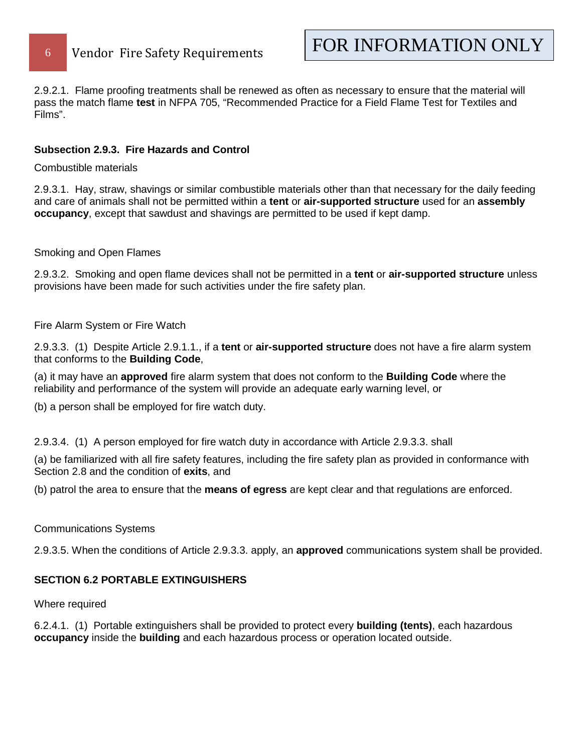2.9.2.1. Flame proofing treatments shall be renewed as often as necessary to ensure that the material will pass the match flame **test** in NFPA 705, "Recommended Practice for a Field Flame Test for Textiles and Films".

### Subsection 2.9.3. Fire Hazards and Control

Combustible materials

2.9.3.1. Hay, straw, shavings or similar combustible materials other than that necessary for the daily feeding and care of animals shall not be permitted within a **tent** or **air-supported structure** used for an **assembly occupancy**, except that sawdust and shavings are permitted to be used if kept damp.

Smoking and Open Flames

2.9.3.2. Smoking and open flame devices shall not be permitted in a **tent** or **air-supported structure** unless provisions have been made for such activities under the fire safety plan.

Fire Alarm System or Fire Watch

2.9.3.3. (1) Despite Article 2.9.1.1., if a **tent** or **air-supported structure** does not have a fire alarm system that conforms to the **Building Code**,

(a) it may have an **approved** fire alarm system that does not conform to the **Building Code** where the reliability and performance of the system will provide an adequate early warning level, or

(b) a person shall be employed for fire watch duty.

2.9.3.4. (1) A person employed for fire watch duty in accordance with Article 2.9.3.3. shall

(a) be familiarized with all fire safety features, including the fire safety plan as provided in conformance with Section 2.8 and the condition of **exits**, and

(b) patrol the area to ensure that the **means of egress** are kept clear and that regulations are enforced.

Communications Systems

2.9.3.5. When the conditions of Article 2.9.3.3. apply, an **approved** communications system shall be provided.

### SECTION 6.2 PORTABLE EXTINGUISHERS

Where required

6.2.4.1. (1) Portable extinguishers shall be provided to protect every **building (tents)**, each hazardous **occupancy** inside the **building** and each hazardous process or operation located outside.